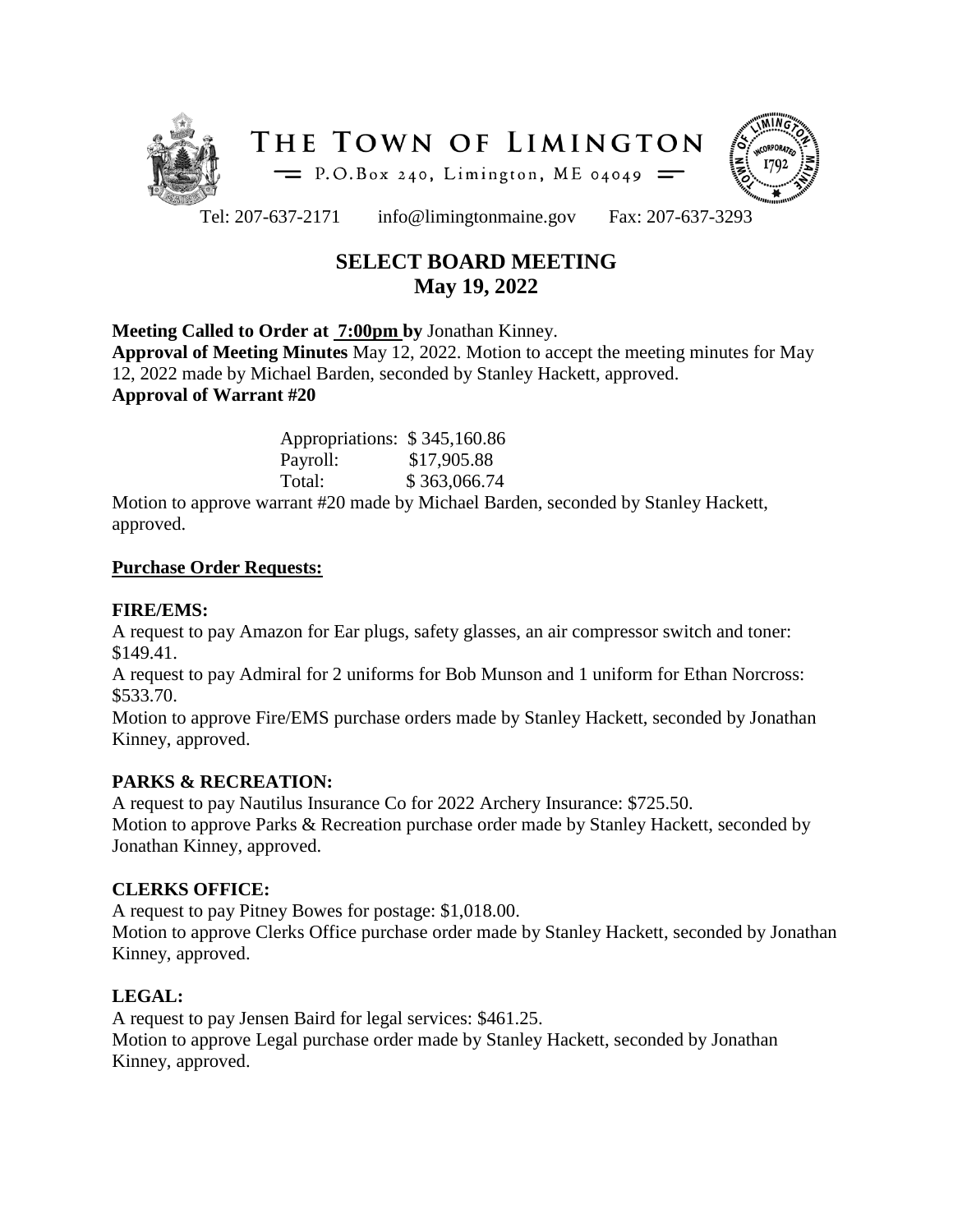# THE TOWN OF LIMINGTON

P.O.Box 240, Limington, ME 04049

Tel: 207-637-2171 info@limingtonmaine.gov Fax: 207-637-3293

## SELECT BOARD MEETING
## May 19, 2022

**Meeting Called to Order at 7:00pm by** Jonathan Kinney.
**Approval of Meeting Minutes** May 12, 2022. Motion to accept the meeting minutes for May 12, 2022 made by Michael Barden, seconded by Stanley Hackett, approved.
**Approval of Warrant #20**

| | |
|---|---|
| Appropriations: | $ 345,160.86 |
| Payroll: | $17,905.88 |
| Total: | $ 363,066.74 |

Motion to approve warrant #20 made by Michael Barden, seconded by Stanley Hackett, approved.

**Purchase Order Requests:**

**FIRE/EMS:**
A request to pay Amazon for Ear plugs, safety glasses, an air compressor switch and toner: $149.41.
A request to pay Admiral for 2 uniforms for Bob Munson and 1 uniform for Ethan Norcross: $533.70.
Motion to approve Fire/EMS purchase orders made by Stanley Hackett, seconded by Jonathan Kinney, approved.

**PARKS & RECREATION:**
A request to pay Nautilus Insurance Co for 2022 Archery Insurance: $725.50.
Motion to approve Parks & Recreation purchase order made by Stanley Hackett, seconded by Jonathan Kinney, approved.

**CLERKS OFFICE:**
A request to pay Pitney Bowes for postage: $1,018.00.
Motion to approve Clerks Office purchase order made by Stanley Hackett, seconded by Jonathan Kinney, approved.

**LEGAL:**
A request to pay Jensen Baird for legal services: $461.25.
Motion to approve Legal purchase order made by Stanley Hackett, seconded by Jonathan Kinney, approved.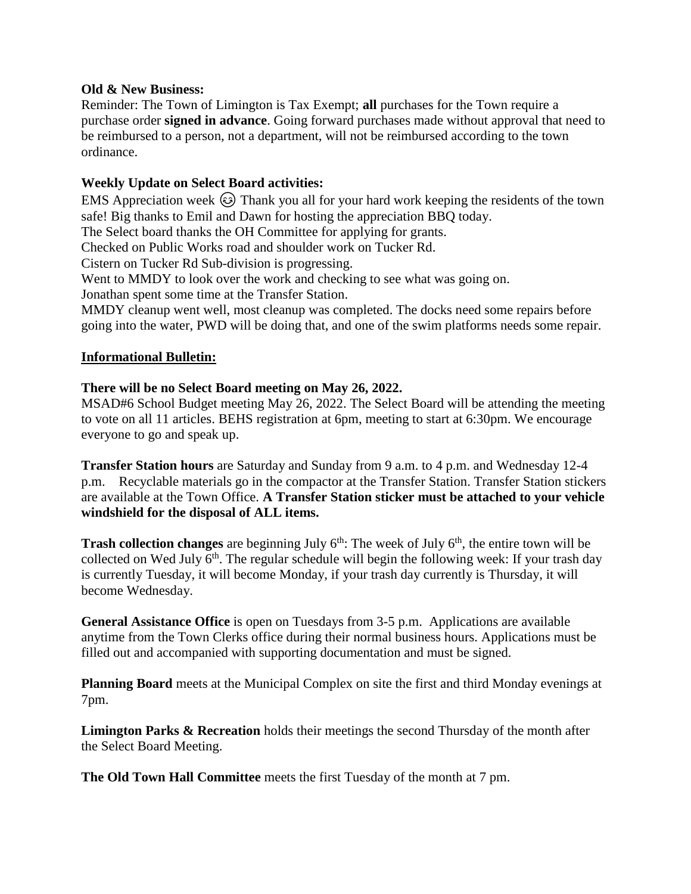**Old & New Business:**

Reminder: The Town of Limington is Tax Exempt; **all** purchases for the Town require a purchase order **signed in advance**. Going forward purchases made without approval that need to be reimbursed to a person, not a department, will not be reimbursed according to the town ordinance.

**Weekly Update on Select Board activities:**

EMS Appreciation week 😊 Thank you all for your hard work keeping the residents of the town safe! Big thanks to Emil and Dawn for hosting the appreciation BBQ today.

The Select board thanks the OH Committee for applying for grants.

Checked on Public Works road and shoulder work on Tucker Rd.

Cistern on Tucker Rd Sub-division is progressing.

Went to MMDY to look over the work and checking to see what was going on.

Jonathan spent some time at the Transfer Station.

MMDY cleanup went well, most cleanup was completed. The docks need some repairs before going into the water, PWD will be doing that, and one of the swim platforms needs some repair.

**Informational Bulletin:**

**There will be no Select Board meeting on May 26, 2022.**

MSAD#6 School Budget meeting May 26, 2022. The Select Board will be attending the meeting to vote on all 11 articles. BEHS registration at 6pm, meeting to start at 6:30pm. We encourage everyone to go and speak up.

**Transfer Station hours** are Saturday and Sunday from 9 a.m. to 4 p.m. and Wednesday 12-4 p.m. Recyclable materials go in the compactor at the Transfer Station. Transfer Station stickers are available at the Town Office. **A Transfer Station sticker must be attached to your vehicle windshield for the disposal of ALL items.**

**Trash collection changes** are beginning July 6th: The week of July 6th, the entire town will be collected on Wed July 6th. The regular schedule will begin the following week: If your trash day is currently Tuesday, it will become Monday, if your trash day currently is Thursday, it will become Wednesday.

**General Assistance Office** is open on Tuesdays from 3-5 p.m. Applications are available anytime from the Town Clerks office during their normal business hours. Applications must be filled out and accompanied with supporting documentation and must be signed.

**Planning Board** meets at the Municipal Complex on site the first and third Monday evenings at 7pm.

**Limington Parks & Recreation** holds their meetings the second Thursday of the month after the Select Board Meeting.

**The Old Town Hall Committee** meets the first Tuesday of the month at 7 pm.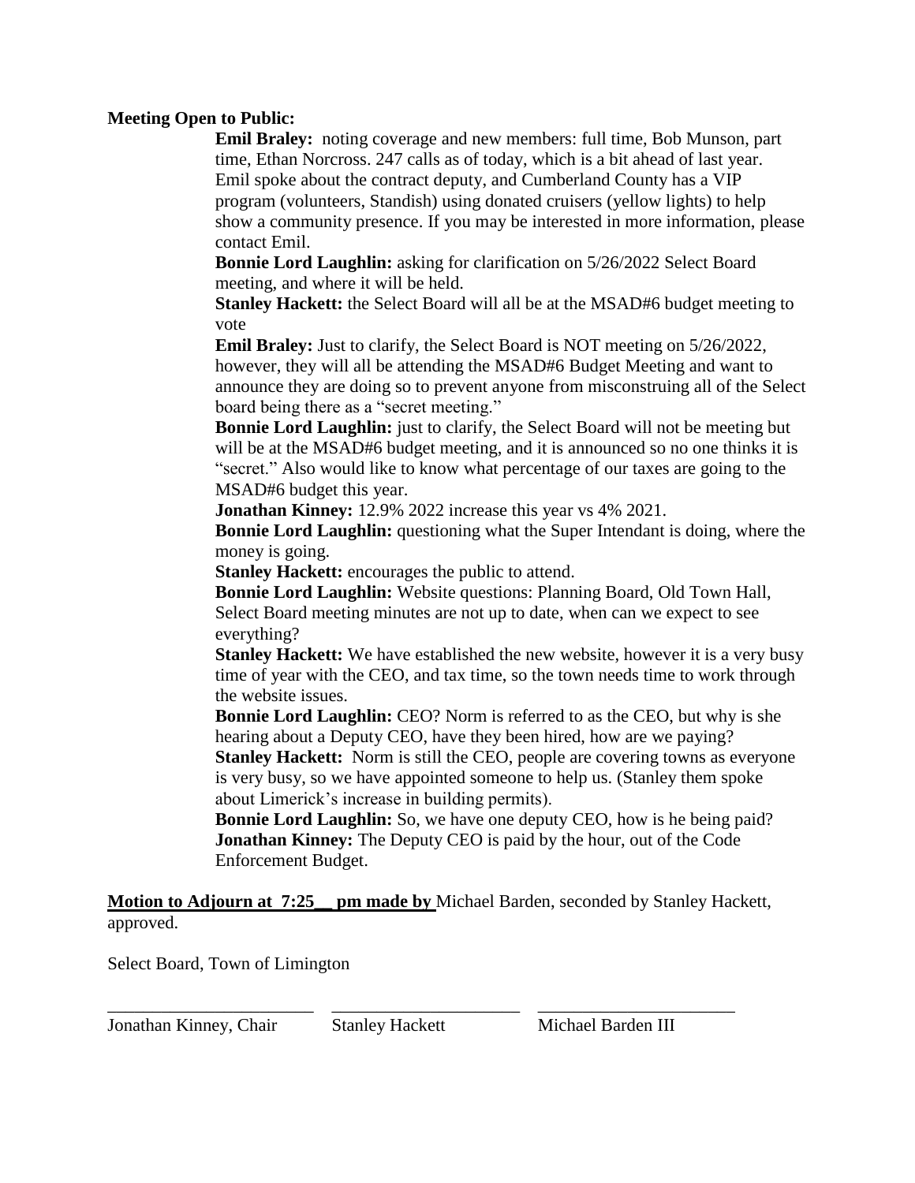**Meeting Open to Public:**

**Emil Braley:** noting coverage and new members: full time, Bob Munson, part time, Ethan Norcross. 247 calls as of today, which is a bit ahead of last year. Emil spoke about the contract deputy, and Cumberland County has a VIP program (volunteers, Standish) using donated cruisers (yellow lights) to help show a community presence. If you may be interested in more information, please contact Emil.

**Bonnie Lord Laughlin:** asking for clarification on 5/26/2022 Select Board meeting, and where it will be held.

**Stanley Hackett:** the Select Board will all be at the MSAD#6 budget meeting to vote

**Emil Braley:** Just to clarify, the Select Board is NOT meeting on 5/26/2022, however, they will all be attending the MSAD#6 Budget Meeting and want to announce they are doing so to prevent anyone from misconstruing all of the Select board being there as a "secret meeting."

**Bonnie Lord Laughlin:** just to clarify, the Select Board will not be meeting but will be at the MSAD#6 budget meeting, and it is announced so no one thinks it is "secret." Also would like to know what percentage of our taxes are going to the MSAD#6 budget this year.

**Jonathan Kinney:** 12.9% 2022 increase this year vs 4% 2021.

**Bonnie Lord Laughlin:** questioning what the Super Intendant is doing, where the money is going.

**Stanley Hackett:** encourages the public to attend.

**Bonnie Lord Laughlin:** Website questions: Planning Board, Old Town Hall, Select Board meeting minutes are not up to date, when can we expect to see everything?

**Stanley Hackett:** We have established the new website, however it is a very busy time of year with the CEO, and tax time, so the town needs time to work through the website issues.

**Bonnie Lord Laughlin:** CEO? Norm is referred to as the CEO, but why is she hearing about a Deputy CEO, have they been hired, how are we paying?

**Stanley Hackett:** Norm is still the CEO, people are covering towns as everyone is very busy, so we have appointed someone to help us. (Stanley them spoke about Limerick's increase in building permits).

**Bonnie Lord Laughlin:** So, we have one deputy CEO, how is he being paid?

**Jonathan Kinney:** The Deputy CEO is paid by the hour, out of the Code Enforcement Budget.

**Motion to Adjourn at 7:25__ pm made by** Michael Barden, seconded by Stanley Hackett, approved.

Select Board, Town of Limington

| | | |
|---|---|---|
| ______________________ | ______________________ | ______________________ |
| Jonathan Kinney, Chair | Stanley Hackett | Michael Barden III |